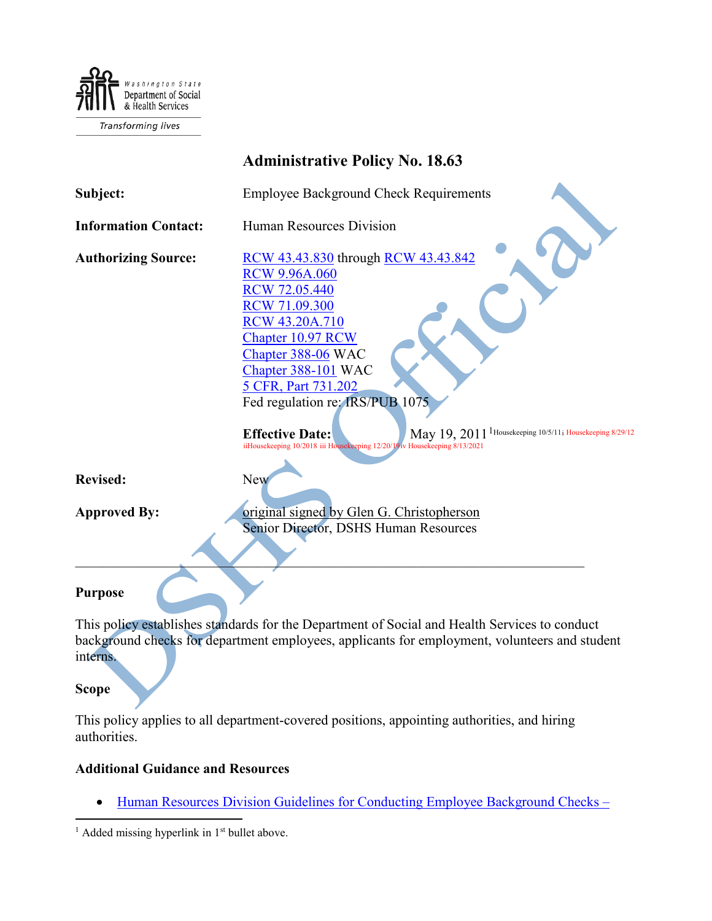Washington State Department of Social & Health Services

Transforming lives

# Administrative Policy No. 18.63

**Subject:** Employee Background Check Requirements

**Information Contact:** Human Resources Division

**Authorizing Source:**
RCW 43.43.830 through RCW 43.43.842
RCW 9.96A.060
RCW 72.05.440
RCW 71.09.300
RCW 43.20A.710
Chapter 10.97 RCW
Chapter 388-06 WAC
Chapter 388-101 WAC
5 CFR, Part 731.202
Fed regulation re: IRS/PUB 1075

**Effective Date:** May 19, 2011[1] Housekeeping 10/5/11 i Housekeeping 8/29/12 ii Housekeeping 10/2018 iii Housekeeping 12/20/19 iv Housekeeping 8/13/2021

**Revised:** New

**Approved By:** original signed by Glen G. Christopherson
Senior Director, DSHS Human Resources

---

## Purpose

This policy establishes standards for the Department of Social and Health Services to conduct background checks for department employees, applicants for employment, volunteers and student interns.

## Scope

This policy applies to all department-covered positions, appointing authorities, and hiring authorities.

## Additional Guidance and Resources

- Human Resources Division Guidelines for Conducting Employee Background Checks –

---

[1] Added missing hyperlink in 1st bullet above.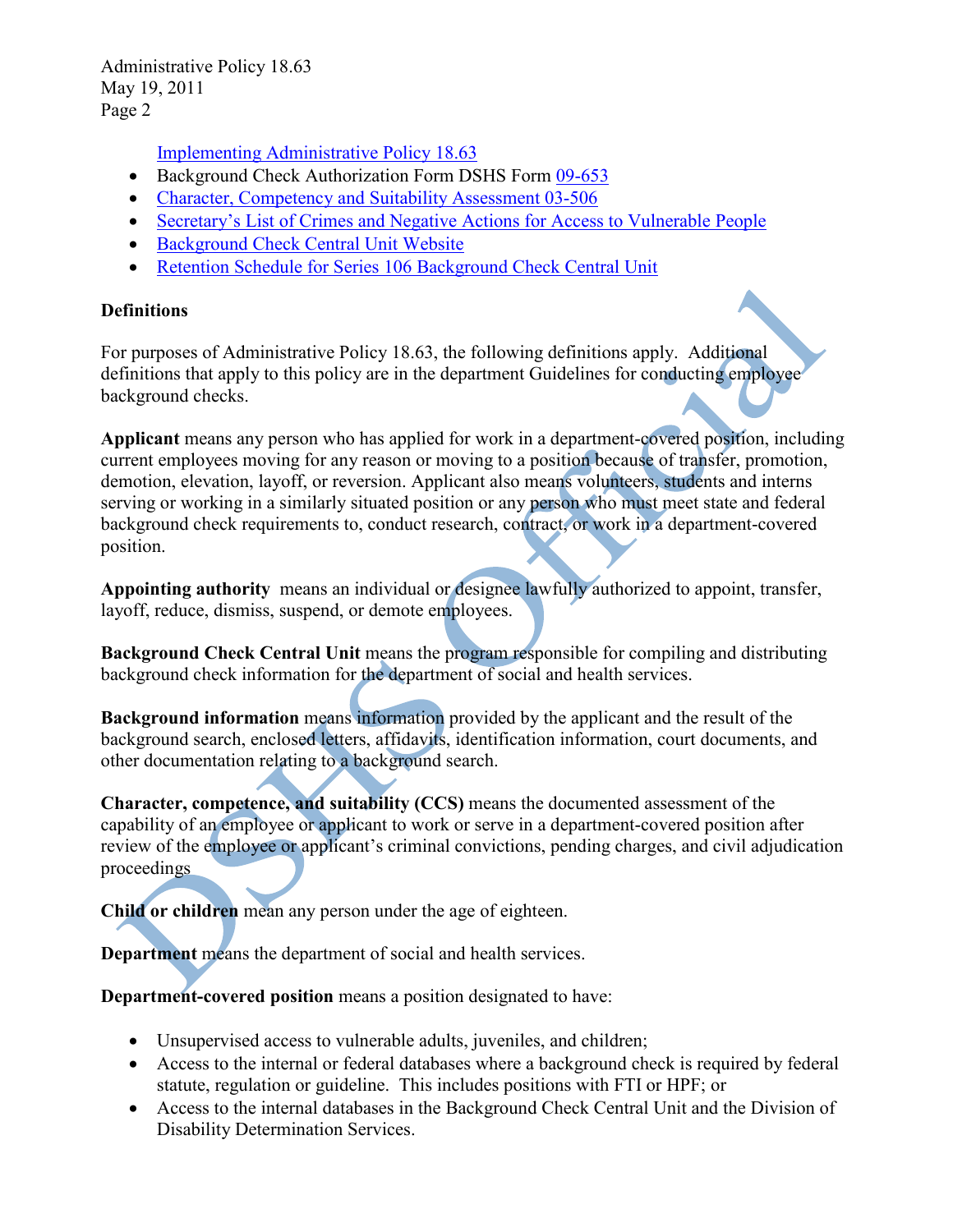Implementing Administrative Policy 18.63

- Background Check Authorization Form DSHS Form 09-653
- Character, Competency and Suitability Assessment 03-506
- Secretary's List of Crimes and Negative Actions for Access to Vulnerable People
- Background Check Central Unit Website
- Retention Schedule for Series 106 Background Check Central Unit

**Definitions**

For purposes of Administrative Policy 18.63, the following definitions apply. Additional definitions that apply to this policy are in the department Guidelines for conducting employee background checks.

**Applicant** means any person who has applied for work in a department-covered position, including current employees moving for any reason or moving to a position because of transfer, promotion, demotion, elevation, layoff, or reversion. Applicant also means volunteers, students and interns serving or working in a similarly situated position or any person who must meet state and federal background check requirements to, conduct research, contract, or work in a department-covered position.

**Appointing authority** means an individual or designee lawfully authorized to appoint, transfer, layoff, reduce, dismiss, suspend, or demote employees.

**Background Check Central Unit** means the program responsible for compiling and distributing background check information for the department of social and health services.

**Background information** means information provided by the applicant and the result of the background search, enclosed letters, affidavits, identification information, court documents, and other documentation relating to a background search.

**Character, competence, and suitability (CCS)** means the documented assessment of the capability of an employee or applicant to work or serve in a department-covered position after review of the employee or applicant's criminal convictions, pending charges, and civil adjudication proceedings

**Child or children** mean any person under the age of eighteen.

**Department** means the department of social and health services.

**Department-covered position** means a position designated to have:

- Unsupervised access to vulnerable adults, juveniles, and children;
- Access to the internal or federal databases where a background check is required by federal statute, regulation or guideline. This includes positions with FTI or HPF; or
- Access to the internal databases in the Background Check Central Unit and the Division of Disability Determination Services.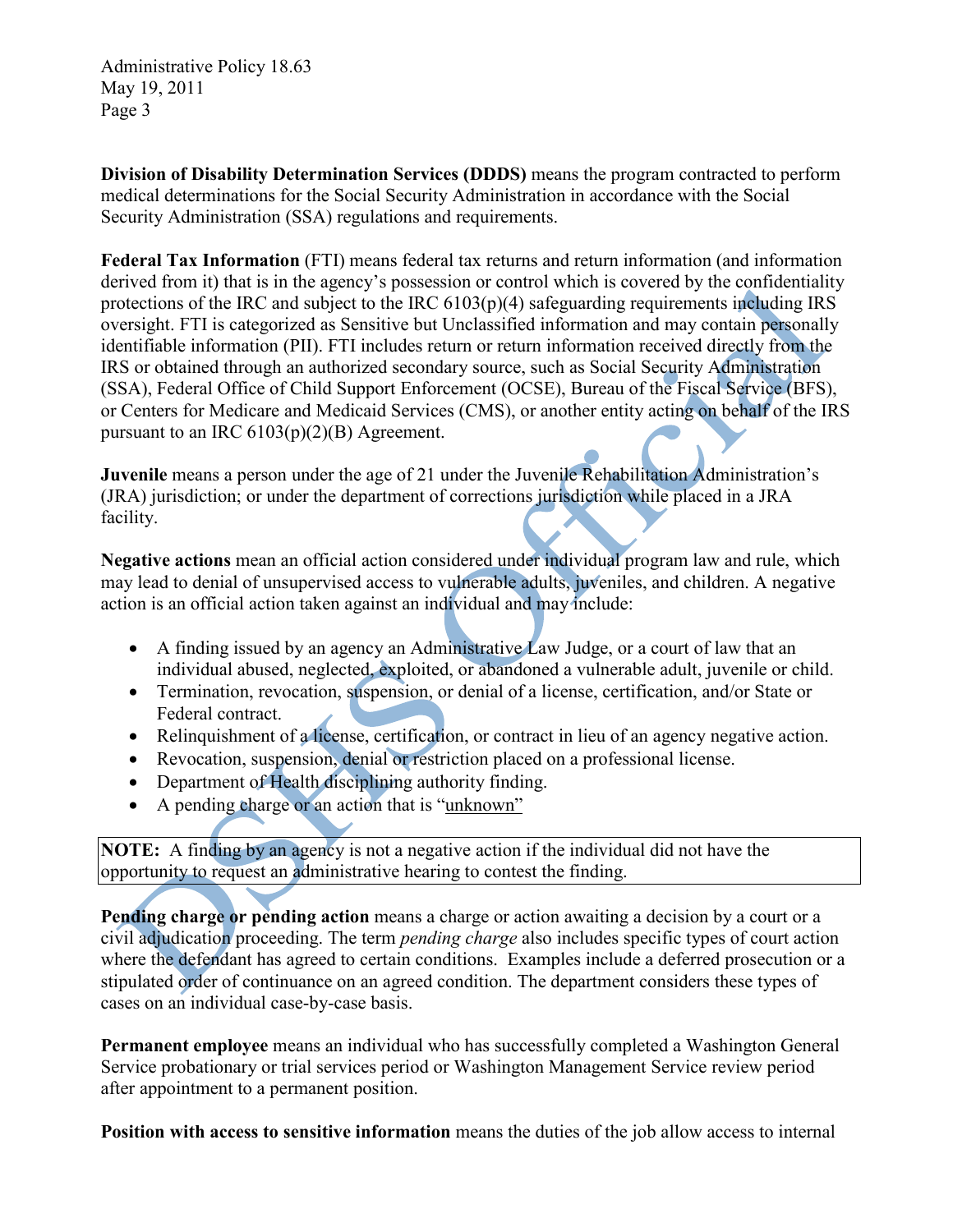**Division of Disability Determination Services (DDDS)** means the program contracted to perform medical determinations for the Social Security Administration in accordance with the Social Security Administration (SSA) regulations and requirements.

**Federal Tax Information** (FTI) means federal tax returns and return information (and information derived from it) that is in the agency's possession or control which is covered by the confidentiality protections of the IRC and subject to the IRC 6103(p)(4) safeguarding requirements including IRS oversight. FTI is categorized as Sensitive but Unclassified information and may contain personally identifiable information (PII). FTI includes return or return information received directly from the IRS or obtained through an authorized secondary source, such as Social Security Administration (SSA), Federal Office of Child Support Enforcement (OCSE), Bureau of the Fiscal Service (BFS), or Centers for Medicare and Medicaid Services (CMS), or another entity acting on behalf of the IRS pursuant to an IRC 6103(p)(2)(B) Agreement.

**Juvenile** means a person under the age of 21 under the Juvenile Rehabilitation Administration's (JRA) jurisdiction; or under the department of corrections jurisdiction while placed in a JRA facility.

**Negative actions** mean an official action considered under individual program law and rule, which may lead to denial of unsupervised access to vulnerable adults, juveniles, and children. A negative action is an official action taken against an individual and may include:

- A finding issued by an agency an Administrative Law Judge, or a court of law that an individual abused, neglected, exploited, or abandoned a vulnerable adult, juvenile or child.
- Termination, revocation, suspension, or denial of a license, certification, and/or State or Federal contract.
- Relinquishment of a license, certification, or contract in lieu of an agency negative action.
- Revocation, suspension, denial or restriction placed on a professional license.
- Department of Health disciplining authority finding.
- A pending charge or an action that is "unknown"

**NOTE:** A finding by an agency is not a negative action if the individual did not have the opportunity to request an administrative hearing to contest the finding.

**Pending charge or pending action** means a charge or action awaiting a decision by a court or a civil adjudication proceeding. The term *pending charge* also includes specific types of court action where the defendant has agreed to certain conditions. Examples include a deferred prosecution or a stipulated order of continuance on an agreed condition. The department considers these types of cases on an individual case-by-case basis.

**Permanent employee** means an individual who has successfully completed a Washington General Service probationary or trial services period or Washington Management Service review period after appointment to a permanent position.

**Position with access to sensitive information** means the duties of the job allow access to internal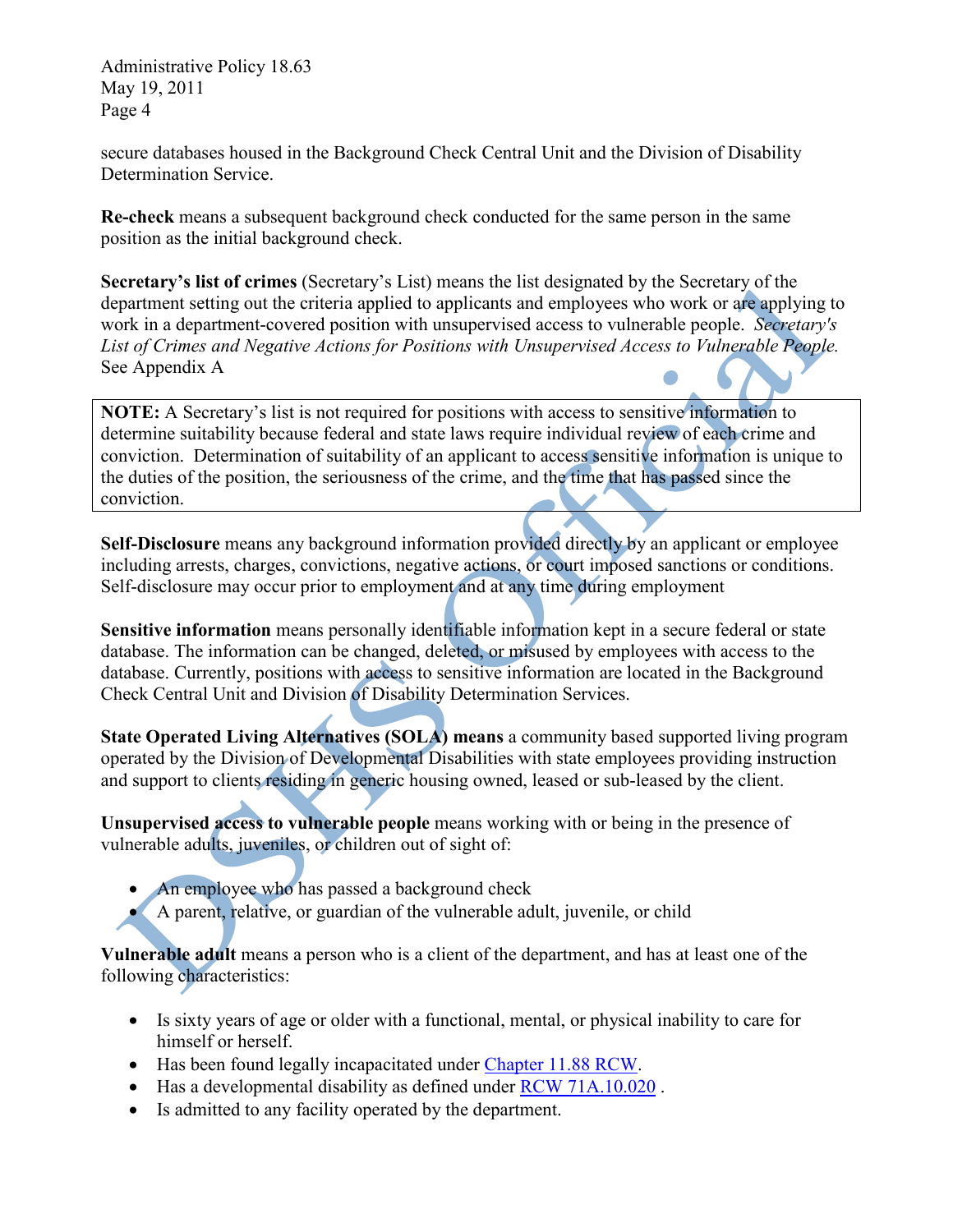secure databases housed in the Background Check Central Unit and the Division of Disability Determination Service.

**Re-check** means a subsequent background check conducted for the same person in the same position as the initial background check.

**Secretary's list of crimes** (Secretary's List) means the list designated by the Secretary of the department setting out the criteria applied to applicants and employees who work or are applying to work in a department-covered position with unsupervised access to vulnerable people. *Secretary's List of Crimes and Negative Actions for Positions with Unsupervised Access to Vulnerable People.* See Appendix A

> **NOTE:** A Secretary's list is not required for positions with access to sensitive information to determine suitability because federal and state laws require individual review of each crime and conviction. Determination of suitability of an applicant to access sensitive information is unique to the duties of the position, the seriousness of the crime, and the time that has passed since the conviction.

**Self-Disclosure** means any background information provided directly by an applicant or employee including arrests, charges, convictions, negative actions, or court imposed sanctions or conditions. Self-disclosure may occur prior to employment and at any time during employment

**Sensitive information** means personally identifiable information kept in a secure federal or state database. The information can be changed, deleted, or misused by employees with access to the database. Currently, positions with access to sensitive information are located in the Background Check Central Unit and Division of Disability Determination Services.

**State Operated Living Alternatives (SOLA) means** a community based supported living program operated by the Division of Developmental Disabilities with state employees providing instruction and support to clients residing in generic housing owned, leased or sub-leased by the client.

**Unsupervised access to vulnerable people** means working with or being in the presence of vulnerable adults, juveniles, or children out of sight of:

- An employee who has passed a background check
- A parent, relative, or guardian of the vulnerable adult, juvenile, or child

**Vulnerable adult** means a person who is a client of the department, and has at least one of the following characteristics:

- Is sixty years of age or older with a functional, mental, or physical inability to care for himself or herself.
- Has been found legally incapacitated under Chapter 11.88 RCW.
- Has a developmental disability as defined under RCW 71A.10.020 .
- Is admitted to any facility operated by the department.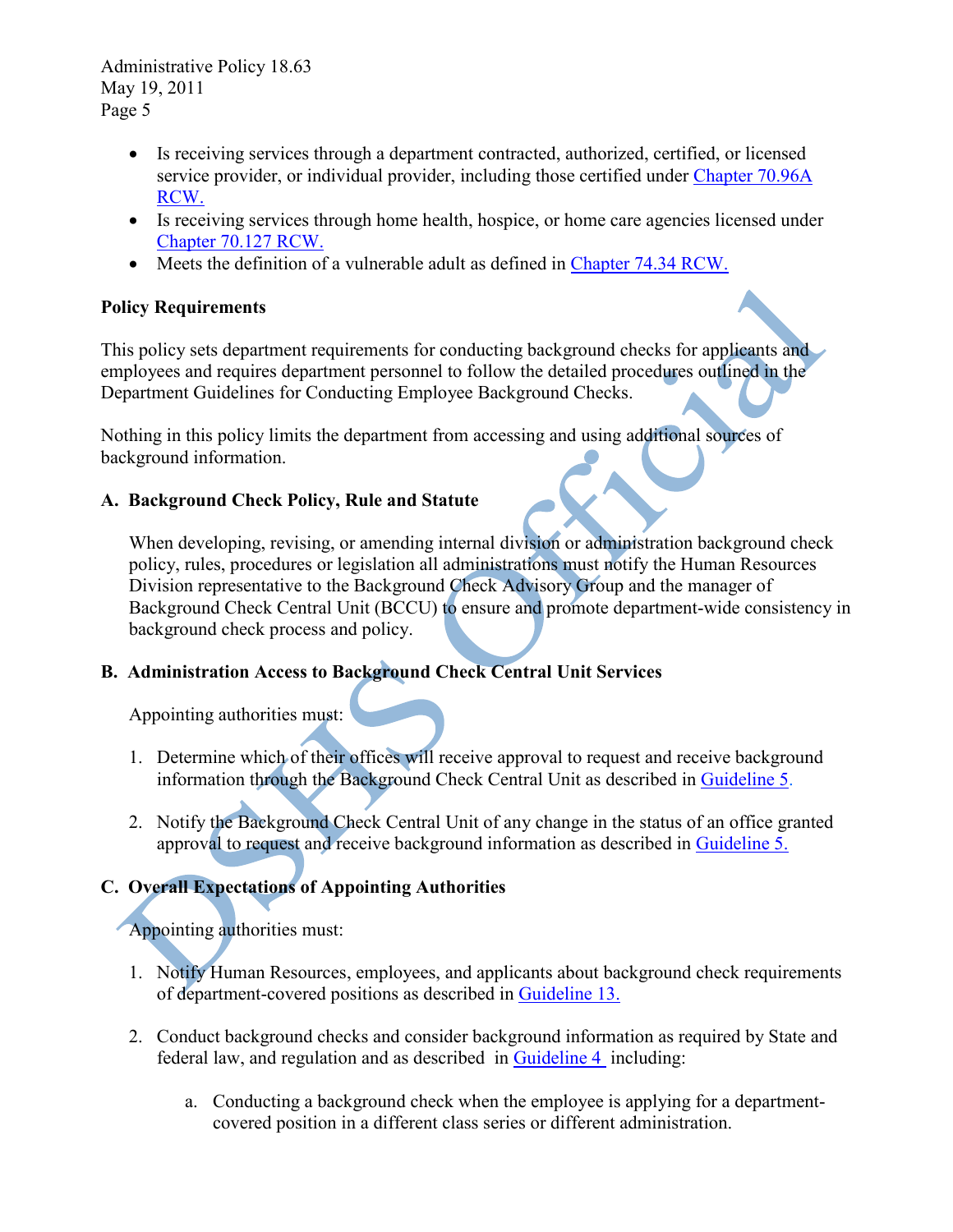- Is receiving services through a department contracted, authorized, certified, or licensed service provider, or individual provider, including those certified under [Chapter 70.96A RCW.](#)
- Is receiving services through home health, hospice, or home care agencies licensed under [Chapter 70.127 RCW.](#)
- Meets the definition of a vulnerable adult as defined in [Chapter 74.34 RCW.](#)

**Policy Requirements**

This policy sets department requirements for conducting background checks for applicants and employees and requires department personnel to follow the detailed procedures outlined in the Department Guidelines for Conducting Employee Background Checks.

Nothing in this policy limits the department from accessing and using additional sources of background information.

**A. Background Check Policy, Rule and Statute**

When developing, revising, or amending internal division or administration background check policy, rules, procedures or legislation all administrations must notify the Human Resources Division representative to the Background Check Advisory Group and the manager of Background Check Central Unit (BCCU) to ensure and promote department-wide consistency in background check process and policy.

**B. Administration Access to Background Check Central Unit Services**

Appointing authorities must:

1. Determine which of their offices will receive approval to request and receive background information through the Background Check Central Unit as described in [Guideline 5.](#)

2. Notify the Background Check Central Unit of any change in the status of an office granted approval to request and receive background information as described in [Guideline 5.](#)

**C. Overall Expectations of Appointing Authorities**

Appointing authorities must:

1. Notify Human Resources, employees, and applicants about background check requirements of department-covered positions as described in [Guideline 13.](#)

2. Conduct background checks and consider background information as required by State and federal law, and regulation and as described in [Guideline 4](#) including:

   a. Conducting a background check when the employee is applying for a department-covered position in a different class series or different administration.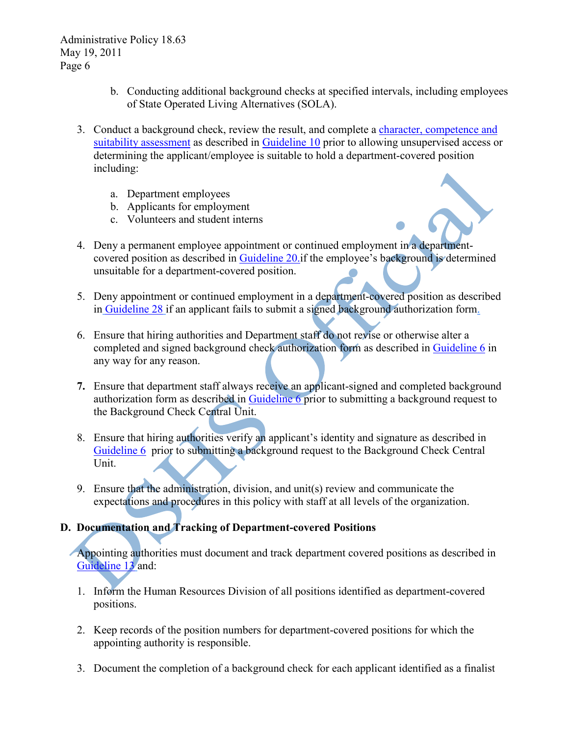b. Conducting additional background checks at specified intervals, including employees of State Operated Living Alternatives (SOLA).

3. Conduct a background check, review the result, and complete a character, competence and suitability assessment as described in Guideline 10 prior to allowing unsupervised access or determining the applicant/employee is suitable to hold a department-covered position including:

    a. Department employees
    b. Applicants for employment
    c. Volunteers and student interns

4. Deny a permanent employee appointment or continued employment in a department-covered position as described in Guideline 20.if the employee's background is determined unsuitable for a department-covered position.

5. Deny appointment or continued employment in a department-covered position as described in Guideline 28 if an applicant fails to submit a signed background authorization form.

6. Ensure that hiring authorities and Department staff do not revise or otherwise alter a completed and signed background check authorization form as described in Guideline 6 in any way for any reason.

7. Ensure that department staff always receive an applicant-signed and completed background authorization form as described in Guideline 6 prior to submitting a background request to the Background Check Central Unit.

8. Ensure that hiring authorities verify an applicant's identity and signature as described in Guideline 6 prior to submitting a background request to the Background Check Central Unit.

9. Ensure that the administration, division, and unit(s) review and communicate the expectations and procedures in this policy with staff at all levels of the organization.

## D. Documentation and Tracking of Department-covered Positions

Appointing authorities must document and track department covered positions as described in Guideline 13 and:

1. Inform the Human Resources Division of all positions identified as department-covered positions.

2. Keep records of the position numbers for department-covered positions for which the appointing authority is responsible.

3. Document the completion of a background check for each applicant identified as a finalist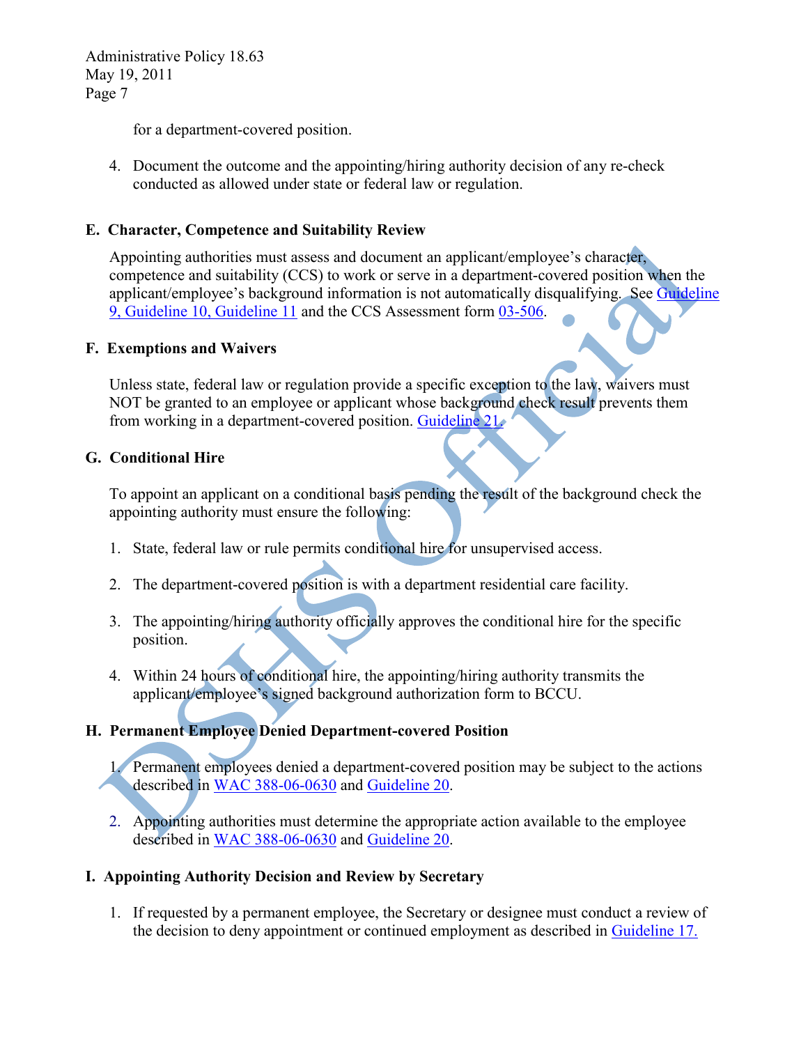for a department-covered position.

4. Document the outcome and the appointing/hiring authority decision of any re-check conducted as allowed under state or federal law or regulation.

### E. Character, Competence and Suitability Review

Appointing authorities must assess and document an applicant/employee's character, competence and suitability (CCS) to work or serve in a department-covered position when the applicant/employee's background information is not automatically disqualifying. See Guideline 9, Guideline 10, Guideline 11 and the CCS Assessment form 03-506.

### F. Exemptions and Waivers

Unless state, federal law or regulation provide a specific exception to the law, waivers must NOT be granted to an employee or applicant whose background check result prevents them from working in a department-covered position. Guideline 21.

### G. Conditional Hire

To appoint an applicant on a conditional basis pending the result of the background check the appointing authority must ensure the following:

1. State, federal law or rule permits conditional hire for unsupervised access.
2. The department-covered position is with a department residential care facility.
3. The appointing/hiring authority officially approves the conditional hire for the specific position.
4. Within 24 hours of conditional hire, the appointing/hiring authority transmits the applicant/employee's signed background authorization form to BCCU.

### H. Permanent Employee Denied Department-covered Position

1. Permanent employees denied a department-covered position may be subject to the actions described in WAC 388-06-0630 and Guideline 20.
2. Appointing authorities must determine the appropriate action available to the employee described in WAC 388-06-0630 and Guideline 20.

### I. Appointing Authority Decision and Review by Secretary

1. If requested by a permanent employee, the Secretary or designee must conduct a review of the decision to deny appointment or continued employment as described in Guideline 17.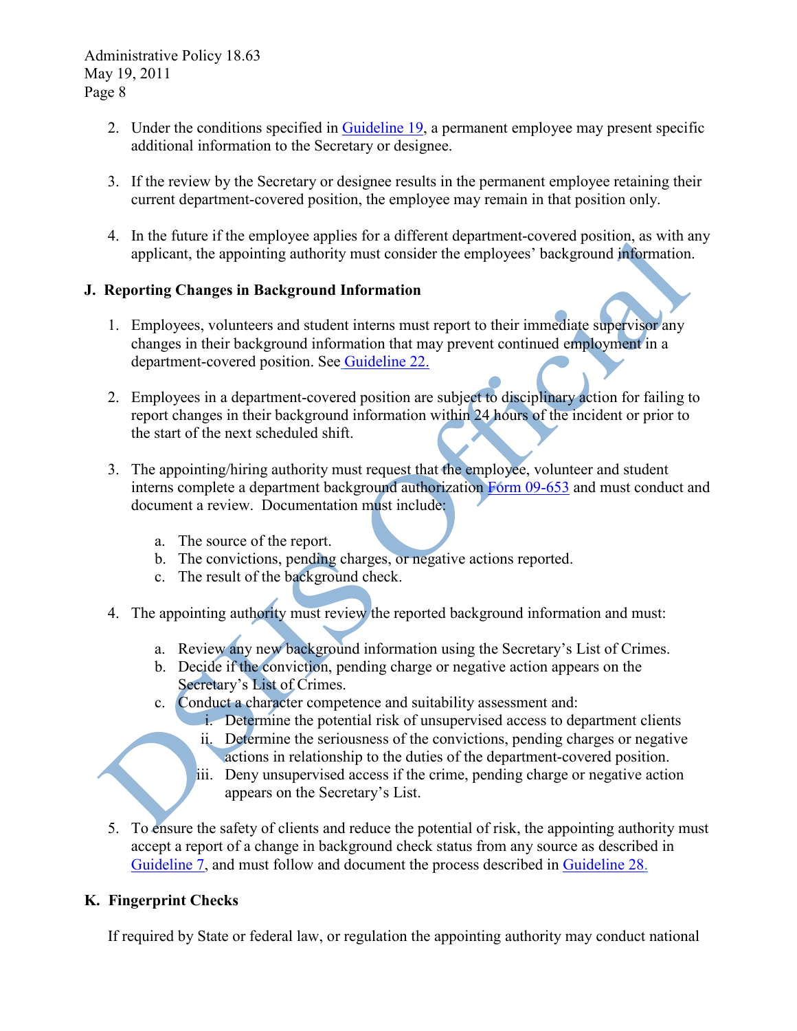2. Under the conditions specified in Guideline 19, a permanent employee may present specific additional information to the Secretary or designee.

3. If the review by the Secretary or designee results in the permanent employee retaining their current department-covered position, the employee may remain in that position only.

4. In the future if the employee applies for a different department-covered position, as with any applicant, the appointing authority must consider the employees' background information.

## J. Reporting Changes in Background Information

1. Employees, volunteers and student interns must report to their immediate supervisor any changes in their background information that may prevent continued employment in a department-covered position. See Guideline 22.

2. Employees in a department-covered position are subject to disciplinary action for failing to report changes in their background information within 24 hours of the incident or prior to the start of the next scheduled shift.

3. The appointing/hiring authority must request that the employee, volunteer and student interns complete a department background authorization Form 09-653 and must conduct and document a review. Documentation must include:

   a. The source of the report.
   b. The convictions, pending charges, or negative actions reported.
   c. The result of the background check.

4. The appointing authority must review the reported background information and must:

   a. Review any new background information using the Secretary's List of Crimes.
   b. Decide if the conviction, pending charge or negative action appears on the Secretary's List of Crimes.
   c. Conduct a character competence and suitability assessment and:
      i. Determine the potential risk of unsupervised access to department clients
      ii. Determine the seriousness of the convictions, pending charges or negative actions in relationship to the duties of the department-covered position.
      iii. Deny unsupervised access if the crime, pending charge or negative action appears on the Secretary's List.

5. To ensure the safety of clients and reduce the potential of risk, the appointing authority must accept a report of a change in background check status from any source as described in Guideline 7, and must follow and document the process described in Guideline 28.

## K. Fingerprint Checks

If required by State or federal law, or regulation the appointing authority may conduct national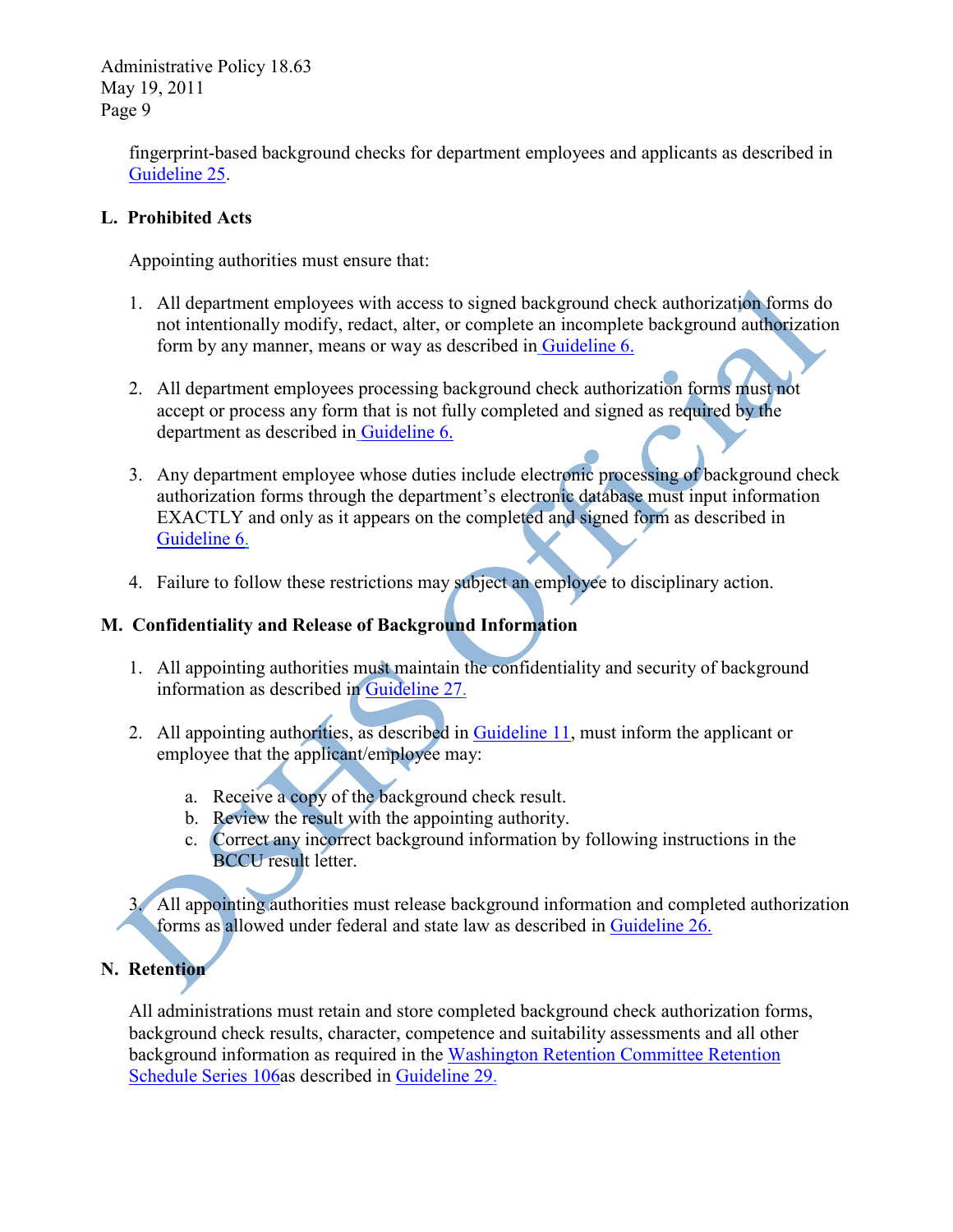fingerprint-based background checks for department employees and applicants as described in Guideline 25.

## L. Prohibited Acts

Appointing authorities must ensure that:

1. All department employees with access to signed background check authorization forms do not intentionally modify, redact, alter, or complete an incomplete background authorization form by any manner, means or way as described in Guideline 6.

2. All department employees processing background check authorization forms must not accept or process any form that is not fully completed and signed as required by the department as described in Guideline 6.

3. Any department employee whose duties include electronic processing of background check authorization forms through the department's electronic database must input information EXACTLY and only as it appears on the completed and signed form as described in Guideline 6.

4. Failure to follow these restrictions may subject an employee to disciplinary action.

## M. Confidentiality and Release of Background Information

1. All appointing authorities must maintain the confidentiality and security of background information as described in Guideline 27.

2. All appointing authorities, as described in Guideline 11, must inform the applicant or employee that the applicant/employee may:

   a. Receive a copy of the background check result.
   b. Review the result with the appointing authority.
   c. Correct any incorrect background information by following instructions in the BCCU result letter.

3. All appointing authorities must release background information and completed authorization forms as allowed under federal and state law as described in Guideline 26.

## N. Retention

All administrations must retain and store completed background check authorization forms, background check results, character, competence and suitability assessments and all other background information as required in the Washington Retention Committee Retention Schedule Series 106as described in Guideline 29.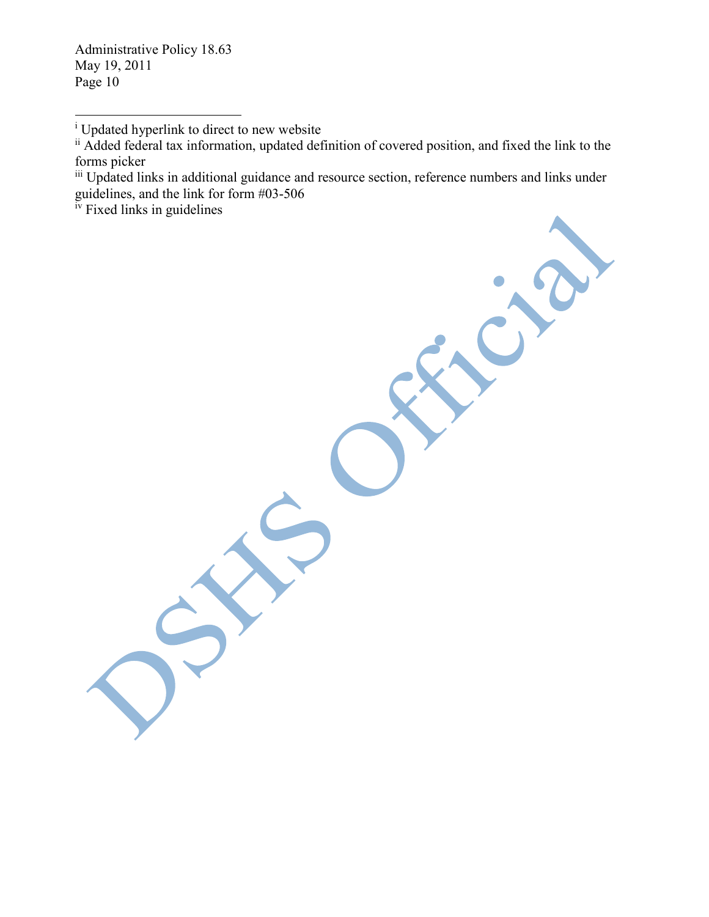[i] Updated hyperlink to direct to new website

[ii] Added federal tax information, updated definition of covered position, and fixed the link to the forms picker

[iii] Updated links in additional guidance and resource section, reference numbers and links under guidelines, and the link for form #03-506

[iv] Fixed links in guidelines